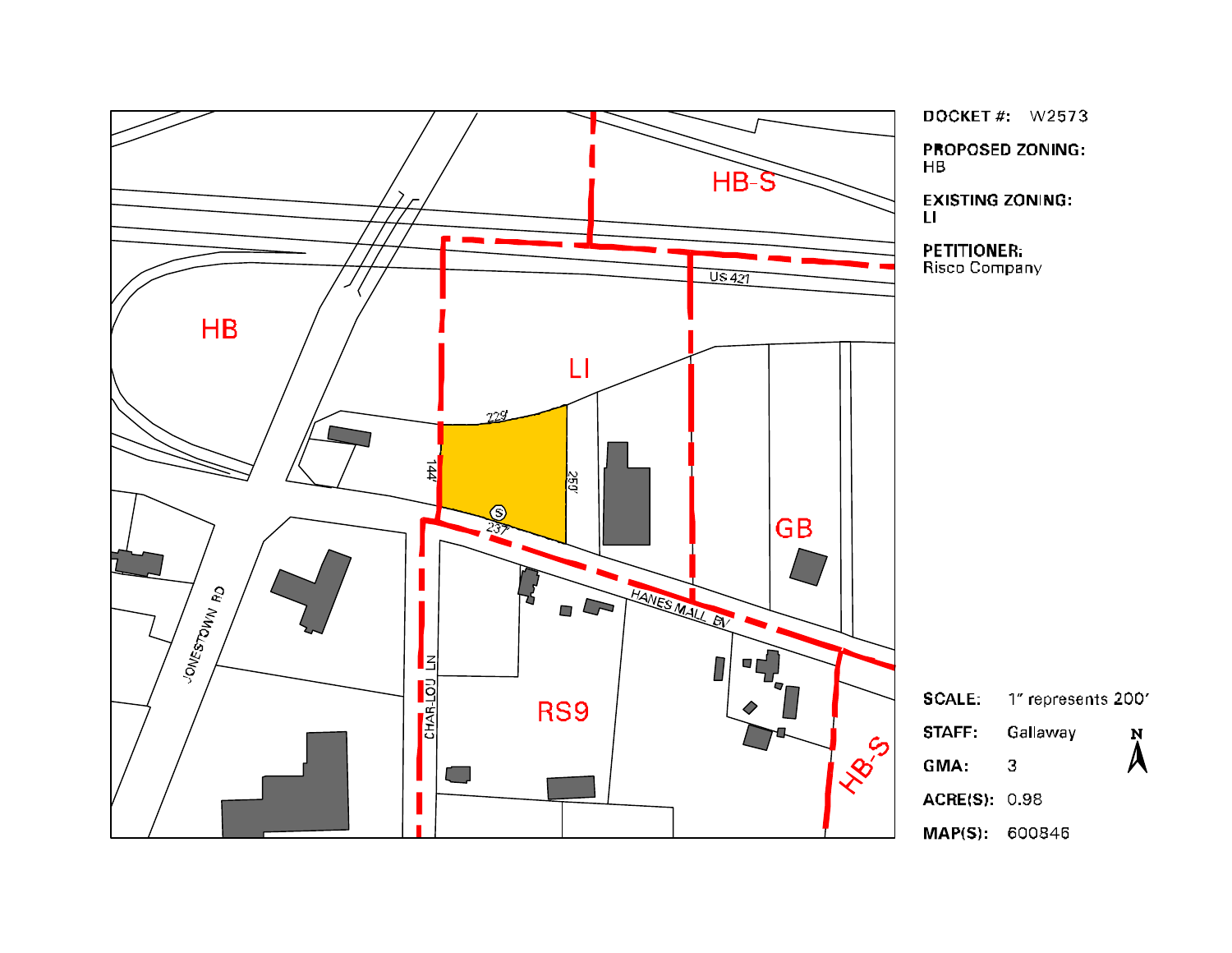DOCKET #: W2573

PROPOSED ZONING:
HB

EXISTING ZONING:
LI

PETITIONER:
Risco Company

SCALE: 1" represents 200'

STAFF: Gallaway

GMA: 3

ACRE(S): 0.98

MAP(S): 600846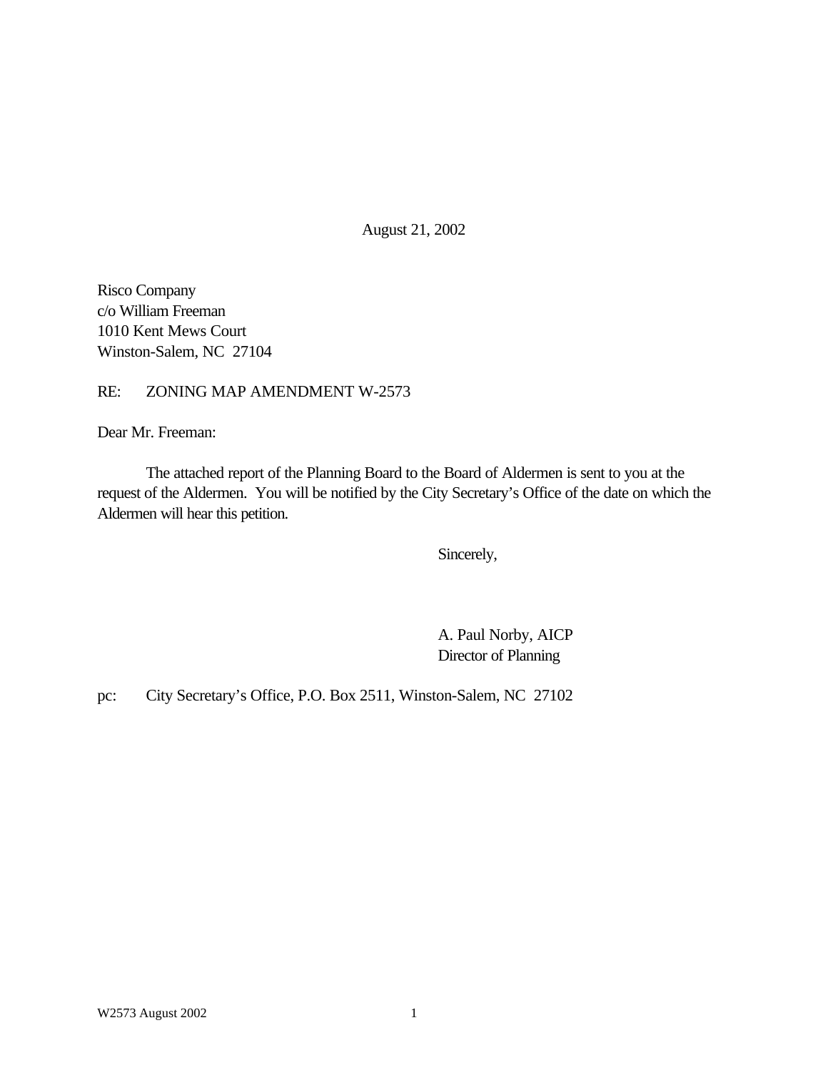August 21, 2002

Risco Company  
c/o William Freeman  
1010 Kent Mews Court  
Winston-Salem, NC 27104

RE: ZONING MAP AMENDMENT W-2573

Dear Mr. Freeman:

The attached report of the Planning Board to the Board of Aldermen is sent to you at the request of the Aldermen. You will be notified by the City Secretary's Office of the date on which the Aldermen will hear this petition.

Sincerely,

A. Paul Norby, AICP  
Director of Planning

pc: City Secretary's Office, P.O. Box 2511, Winston-Salem, NC 27102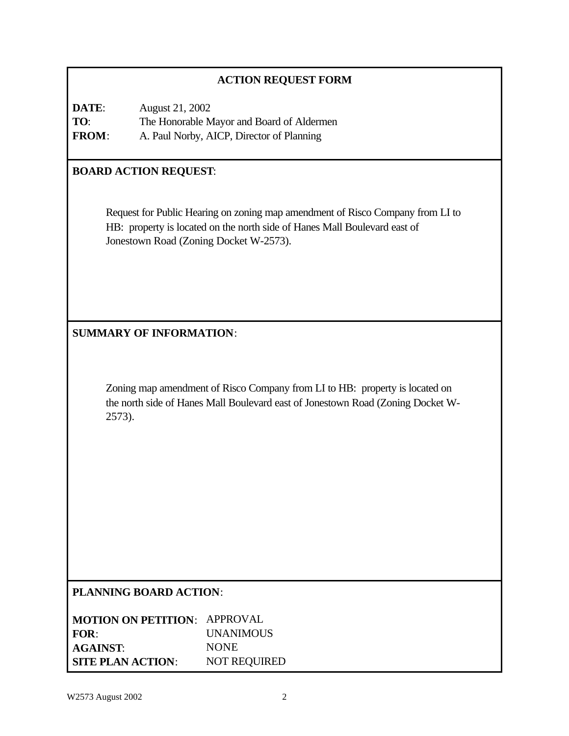## ACTION REQUEST FORM

**DATE**: August 21, 2002
**TO**: The Honorable Mayor and Board of Aldermen
**FROM**: A. Paul Norby, AICP, Director of Planning

**BOARD ACTION REQUEST**:

Request for Public Hearing on zoning map amendment of Risco Company from LI to HB: property is located on the north side of Hanes Mall Boulevard east of Jonestown Road (Zoning Docket W-2573).

**SUMMARY OF INFORMATION**:

Zoning map amendment of Risco Company from LI to HB: property is located on the north side of Hanes Mall Boulevard east of Jonestown Road (Zoning Docket W-2573).

**PLANNING BOARD ACTION**:

**MOTION ON PETITION**: APPROVAL
**FOR**: UNANIMOUS
**AGAINST**: NONE
**SITE PLAN ACTION**: NOT REQUIRED

W2573 August 2002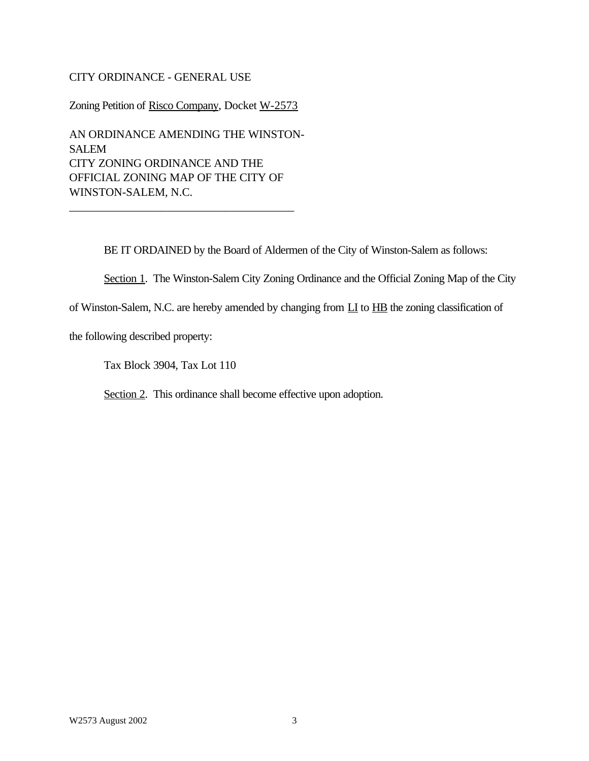CITY ORDINANCE - GENERAL USE

Zoning Petition of Risco Company, Docket W-2573

AN ORDINANCE AMENDING THE WINSTON-SALEM CITY ZONING ORDINANCE AND THE OFFICIAL ZONING MAP OF THE CITY OF WINSTON-SALEM, N.C.

---

BE IT ORDAINED by the Board of Aldermen of the City of Winston-Salem as follows:

Section 1. The Winston-Salem City Zoning Ordinance and the Official Zoning Map of the City of Winston-Salem, N.C. are hereby amended by changing from LI to HB the zoning classification of the following described property:

Tax Block 3904, Tax Lot 110

Section 2. This ordinance shall become effective upon adoption.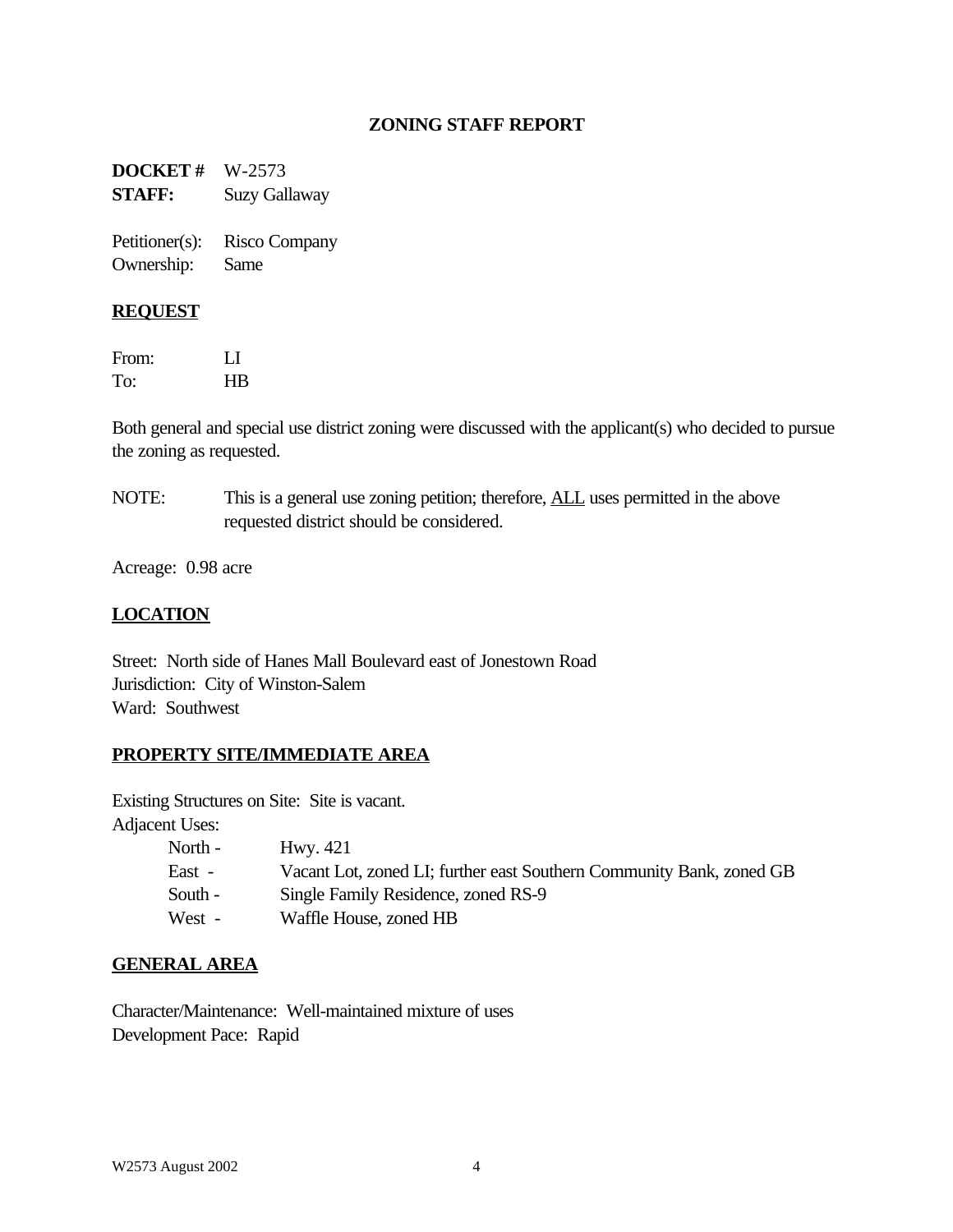# ZONING STAFF REPORT

**DOCKET #** W-2573
**STAFF:** Suzy Gallaway

Petitioner(s): Risco Company
Ownership: Same

## REQUEST

From: LI
To: HB

Both general and special use district zoning were discussed with the applicant(s) who decided to pursue the zoning as requested.

NOTE: This is a general use zoning petition; therefore, ALL uses permitted in the above requested district should be considered.

Acreage: 0.98 acre

## LOCATION

Street: North side of Hanes Mall Boulevard east of Jonestown Road
Jurisdiction: City of Winston-Salem
Ward: Southwest

## PROPERTY SITE/IMMEDIATE AREA

Existing Structures on Site: Site is vacant.
Adjacent Uses:

- North - Hwy. 421
- East - Vacant Lot, zoned LI; further east Southern Community Bank, zoned GB
- South - Single Family Residence, zoned RS-9
- West - Waffle House, zoned HB

## GENERAL AREA

Character/Maintenance: Well-maintained mixture of uses
Development Pace: Rapid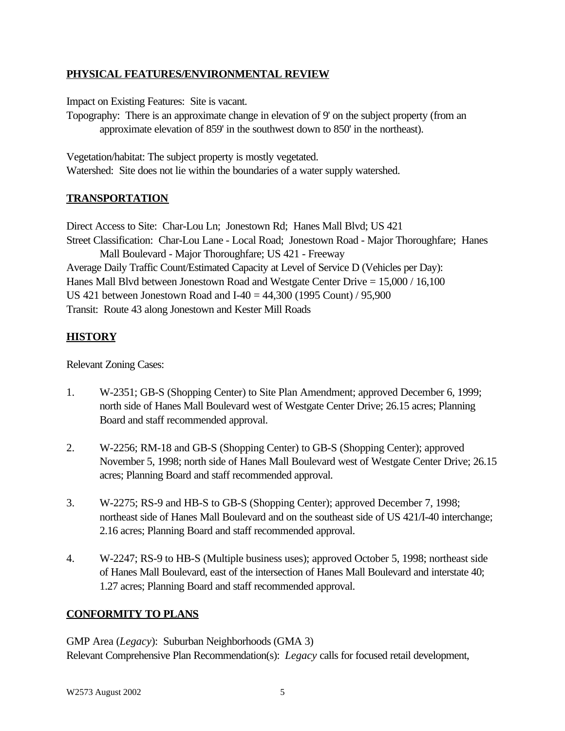## PHYSICAL FEATURES/ENVIRONMENTAL REVIEW

Impact on Existing Features: Site is vacant.

Topography: There is an approximate change in elevation of 9' on the subject property (from an approximate elevation of 859' in the southwest down to 850' in the northeast).

Vegetation/habitat: The subject property is mostly vegetated.

Watershed: Site does not lie within the boundaries of a water supply watershed.

## TRANSPORTATION

Direct Access to Site: Char-Lou Ln; Jonestown Rd; Hanes Mall Blvd; US 421

Street Classification: Char-Lou Lane - Local Road; Jonestown Road - Major Thoroughfare; Hanes Mall Boulevard - Major Thoroughfare; US 421 - Freeway

Average Daily Traffic Count/Estimated Capacity at Level of Service D (Vehicles per Day):

Hanes Mall Blvd between Jonestown Road and Westgate Center Drive = 15,000 / 16,100

US 421 between Jonestown Road and I-40 = 44,300 (1995 Count) / 95,900

Transit: Route 43 along Jonestown and Kester Mill Roads

## HISTORY

Relevant Zoning Cases:

1. W-2351; GB-S (Shopping Center) to Site Plan Amendment; approved December 6, 1999; north side of Hanes Mall Boulevard west of Westgate Center Drive; 26.15 acres; Planning Board and staff recommended approval.

2. W-2256; RM-18 and GB-S (Shopping Center) to GB-S (Shopping Center); approved November 5, 1998; north side of Hanes Mall Boulevard west of Westgate Center Drive; 26.15 acres; Planning Board and staff recommended approval.

3. W-2275; RS-9 and HB-S to GB-S (Shopping Center); approved December 7, 1998; northeast side of Hanes Mall Boulevard and on the southeast side of US 421/I-40 interchange; 2.16 acres; Planning Board and staff recommended approval.

4. W-2247; RS-9 to HB-S (Multiple business uses); approved October 5, 1998; northeast side of Hanes Mall Boulevard, east of the intersection of Hanes Mall Boulevard and interstate 40; 1.27 acres; Planning Board and staff recommended approval.

## CONFORMITY TO PLANS

GMP Area (*Legacy*): Suburban Neighborhoods (GMA 3)

Relevant Comprehensive Plan Recommendation(s): *Legacy* calls for focused retail development,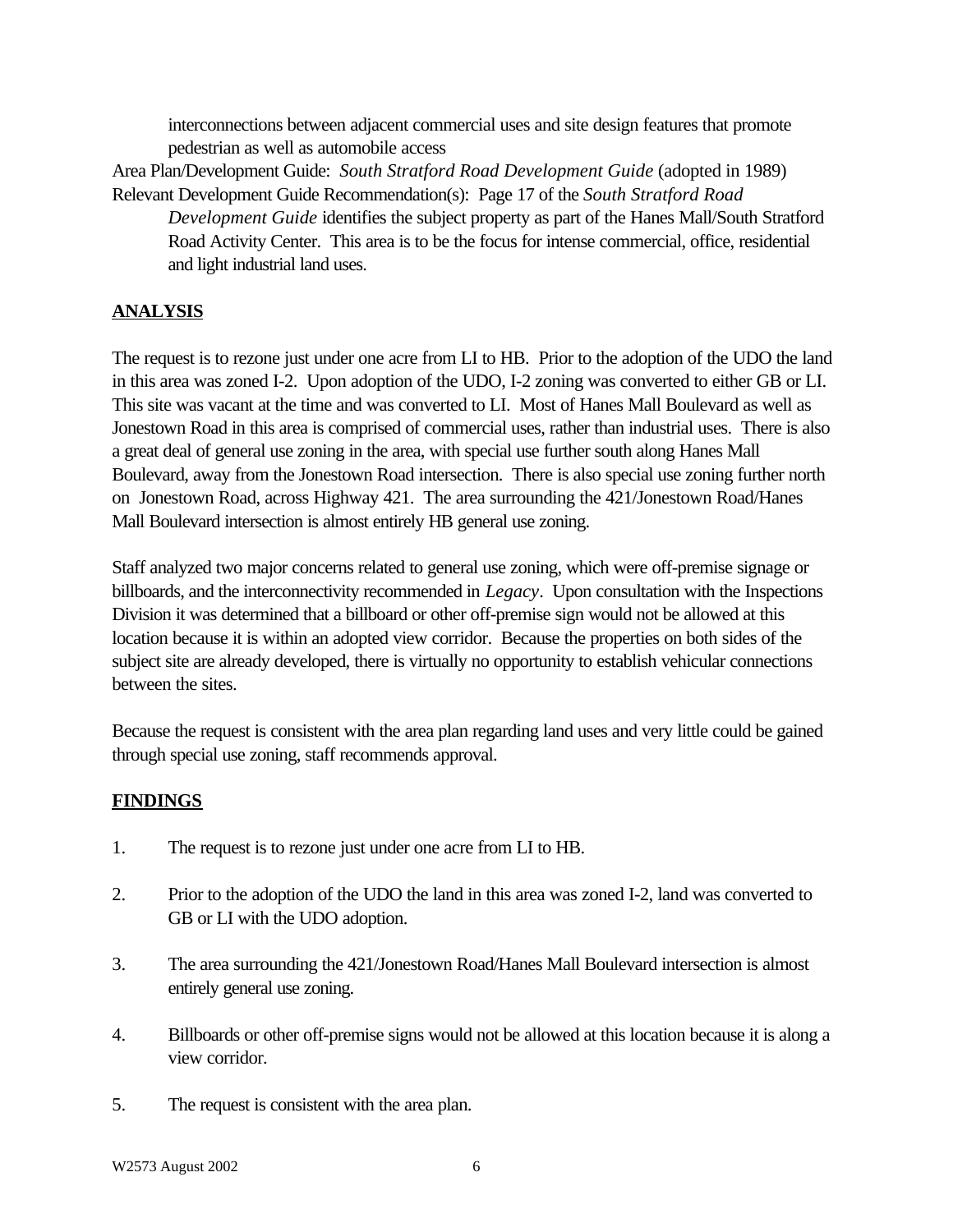interconnections between adjacent commercial uses and site design features that promote pedestrian as well as automobile access

Area Plan/Development Guide: *South Stratford Road Development Guide* (adopted in 1989)

Relevant Development Guide Recommendation(s): Page 17 of the *South Stratford Road Development Guide* identifies the subject property as part of the Hanes Mall/South Stratford Road Activity Center. This area is to be the focus for intense commercial, office, residential and light industrial land uses.

**ANALYSIS**

The request is to rezone just under one acre from LI to HB. Prior to the adoption of the UDO the land in this area was zoned I-2. Upon adoption of the UDO, I-2 zoning was converted to either GB or LI. This site was vacant at the time and was converted to LI. Most of Hanes Mall Boulevard as well as Jonestown Road in this area is comprised of commercial uses, rather than industrial uses. There is also a great deal of general use zoning in the area, with special use further south along Hanes Mall Boulevard, away from the Jonestown Road intersection. There is also special use zoning further north on Jonestown Road, across Highway 421. The area surrounding the 421/Jonestown Road/Hanes Mall Boulevard intersection is almost entirely HB general use zoning.

Staff analyzed two major concerns related to general use zoning, which were off-premise signage or billboards, and the interconnectivity recommended in *Legacy*. Upon consultation with the Inspections Division it was determined that a billboard or other off-premise sign would not be allowed at this location because it is within an adopted view corridor. Because the properties on both sides of the subject site are already developed, there is virtually no opportunity to establish vehicular connections between the sites.

Because the request is consistent with the area plan regarding land uses and very little could be gained through special use zoning, staff recommends approval.

**FINDINGS**

1. The request is to rezone just under one acre from LI to HB.
2. Prior to the adoption of the UDO the land in this area was zoned I-2, land was converted to GB or LI with the UDO adoption.
3. The area surrounding the 421/Jonestown Road/Hanes Mall Boulevard intersection is almost entirely general use zoning.
4. Billboards or other off-premise signs would not be allowed at this location because it is along a view corridor.
5. The request is consistent with the area plan.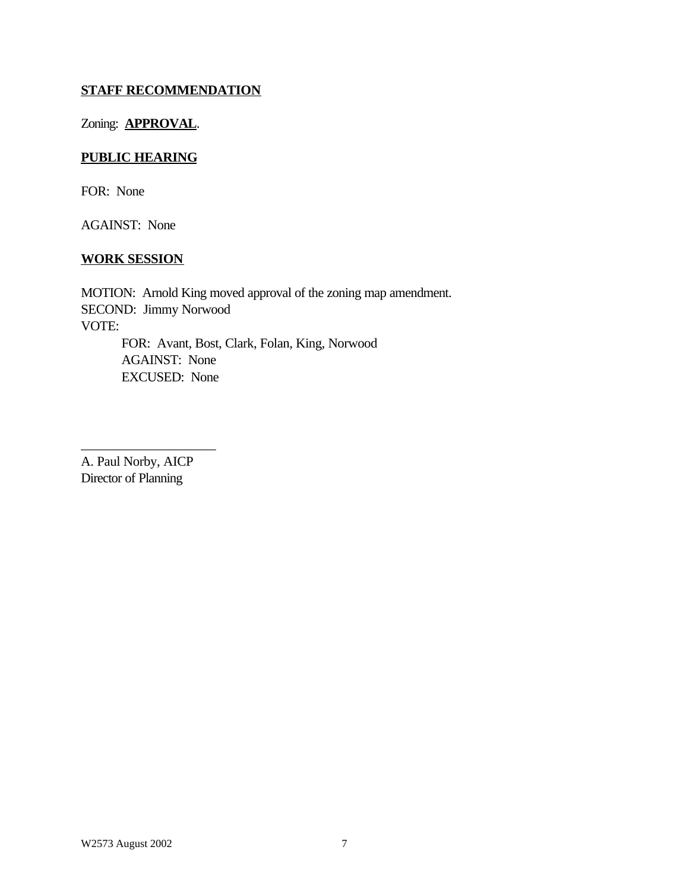**STAFF RECOMMENDATION**

Zoning: **APPROVAL**.

**PUBLIC HEARING**

FOR: None

AGAINST: None

**WORK SESSION**

MOTION: Arnold King moved approval of the zoning map amendment.
SECOND: Jimmy Norwood
VOTE:

FOR: Avant, Bost, Clark, Folan, King, Norwood
AGAINST: None
EXCUSED: None

\_\_\_\_\_\_\_\_\_\_\_\_\_\_\_\_\_\_\_\_

A. Paul Norby, AICP
Director of Planning